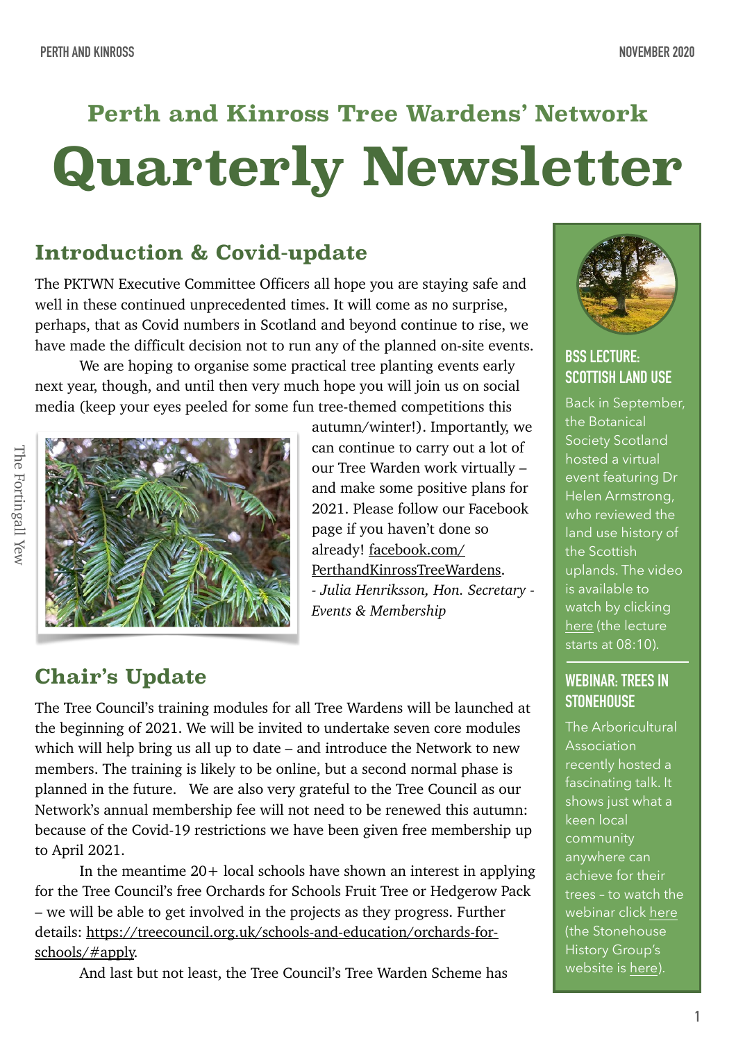## Perth and Kinross Tree Wardens' Network

# Quarterly Newsletter

## Introduction & Covid-update

The PKTWN Executive Committee Officers all hope you are staying safe and well in these continued unprecedented times. It will come as no surprise, perhaps, that as Covid numbers in Scotland and beyond continue to rise, we have made the difficult decision not to run any of the planned on-site events.

We are hoping to organise some practical tree planting events early next year, though, and until then very much hope you will join us on social media (keep your eyes peeled for some fun tree-themed competitions this autumn/winter!). Importantly, we can continue to carry out a lot of our Tree Warden work virtually – and make some positive plans for 2021. Please follow our Facebook page if you haven't done so already! facebook.com/PerthandKinrossTreeWardens.

*- Julia Henriksson, Hon. Secretary - Events & Membership*

The Fortingall Yew

## Chair's Update

The Tree Council's training modules for all Tree Wardens will be launched at the beginning of 2021. We will be invited to undertake seven core modules which will help bring us all up to date – and introduce the Network to new members. The training is likely to be online, but a second normal phase is planned in the future. We are also very grateful to the Tree Council as our Network's annual membership fee will not need to be renewed this autumn: because of the Covid-19 restrictions we have been given free membership up to April 2021.

In the meantime 20+ local schools have shown an interest in applying for the Tree Council's free Orchards for Schools Fruit Tree or Hedgerow Pack – we will be able to get involved in the projects as they progress. Further details: https://treecouncil.org.uk/schools-and-education/orchards-for-schools/#apply.

And last but not least, the Tree Council's Tree Warden Scheme has

### BSS LECTURE: SCOTTISH LAND USE

Back in September, the Botanical Society Scotland hosted a virtual event featuring Dr Helen Armstrong, who reviewed the land use history of the Scottish uplands. The video is available to watch by clicking here (the lecture starts at 08:10).

### WEBINAR: TREES IN STONEHOUSE

The Arboricultural Association recently hosted a fascinating talk. It shows just what a keen local community anywhere can achieve for their trees – to watch the webinar click here (the Stonehouse History Group's website is here).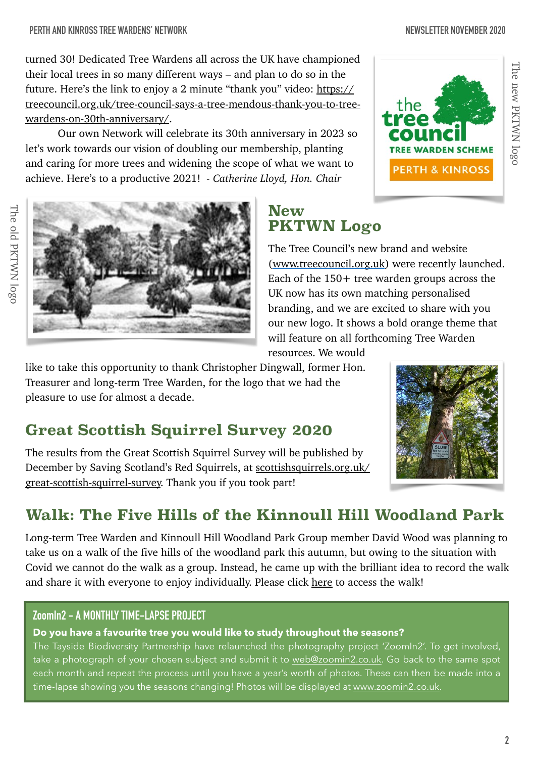turned 30! Dedicated Tree Wardens all across the UK have championed their local trees in so many different ways – and plan to do so in the future. Here's the link to enjoy a 2 minute "thank you" video: https://treecouncil.org.uk/tree-council-says-a-tree-mendous-thank-you-to-tree-wardens-on-30th-anniversary/.

Our own Network will celebrate its 30th anniversary in 2023 so let's work towards our vision of doubling our membership, planting and caring for more trees and widening the scope of what we want to achieve. Here's to a productive 2021! - *Catherine Lloyd, Hon. Chair*

The new PKTWN logo

The old PKTWN logo

## New PKTWN Logo

The Tree Council's new brand and website (www.treecouncil.org.uk) were recently launched. Each of the 150+ tree warden groups across the UK now has its own matching personalised branding, and we are excited to share with you our new logo. It shows a bold orange theme that will feature on all forthcoming Tree Warden resources. We would like to take this opportunity to thank Christopher Dingwall, former Hon. Treasurer and long-term Tree Warden, for the logo that we had the pleasure to use for almost a decade.

## Great Scottish Squirrel Survey 2020

The results from the Great Scottish Squirrel Survey will be published by December by Saving Scotland's Red Squirrels, at scottishsquirrels.org.uk/great-scottish-squirrel-survey. Thank you if you took part!

## Walk: The Five Hills of the Kinnoull Hill Woodland Park

Long-term Tree Warden and Kinnoull Hill Woodland Park Group member David Wood was planning to take us on a walk of the five hills of the woodland park this autumn, but owing to the situation with Covid we cannot do the walk as a group. Instead, he came up with the brilliant idea to record the walk and share it with everyone to enjoy individually. Please click here to access the walk!

### ZoomIn2 – A MONTHLY TIME-LAPSE PROJECT

**Do you have a favourite tree you would like to study throughout the seasons?**

The Tayside Biodiversity Partnership have relaunched the photography project 'ZoomIn2'. To get involved, take a photograph of your chosen subject and submit it to web@zoomin2.co.uk. Go back to the same spot each month and repeat the process until you have a year's worth of photos. These can then be made into a time-lapse showing you the seasons changing! Photos will be displayed at www.zoomin2.co.uk.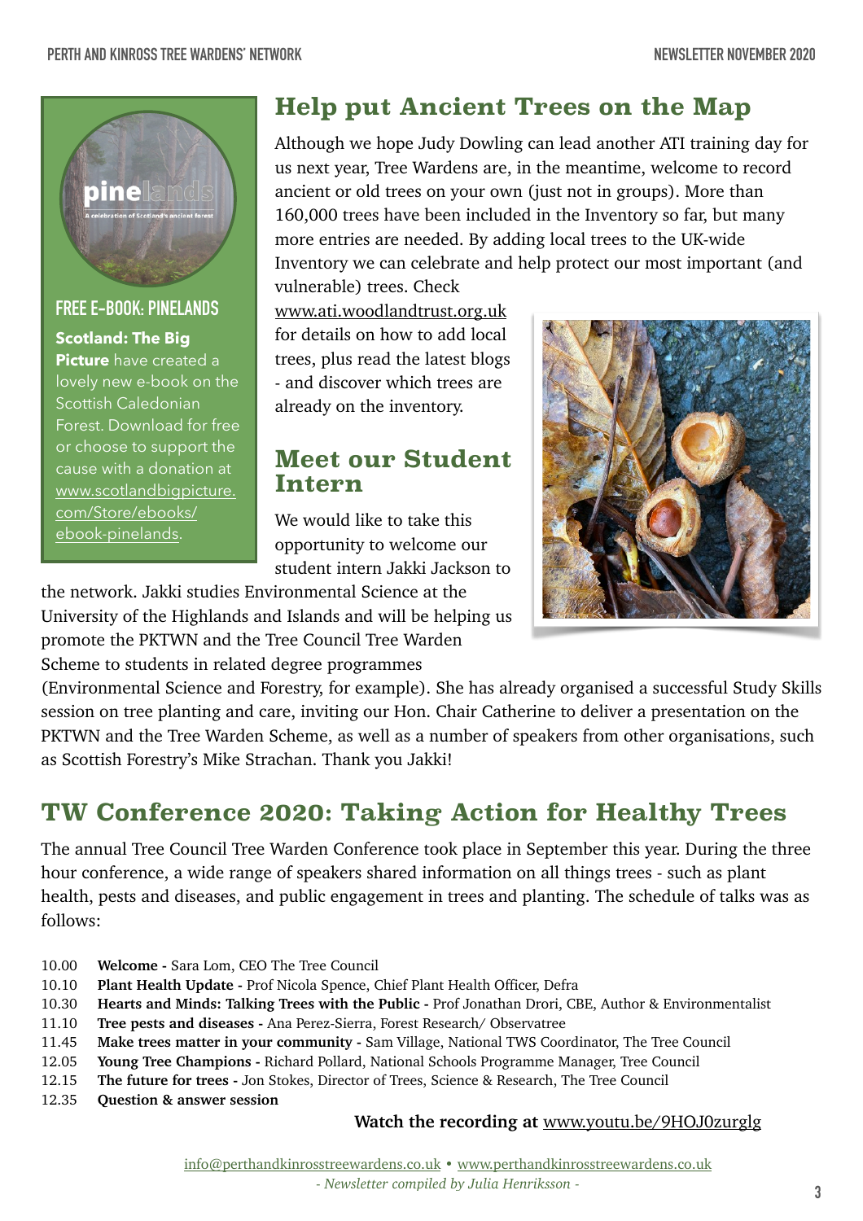## Help put Ancient Trees on the Map

Although we hope Judy Dowling can lead another ATI training day for us next year, Tree Wardens are, in the meantime, welcome to record ancient or old trees on your own (just not in groups). More than 160,000 trees have been included in the Inventory so far, but many more entries are needed. By adding local trees to the UK-wide Inventory we can celebrate and help protect our most important (and vulnerable) trees. Check www.ati.woodlandtrust.org.uk for details on how to add local trees, plus read the latest blogs - and discover which trees are already on the inventory.

### FREE E-BOOK: PINELANDS

**Scotland: The Big Picture** have created a lovely new e-book on the Scottish Caledonian Forest. Download for free or choose to support the cause with a donation at www.scotlandbigpicture.com/Store/ebooks/ebook-pinelands.

## Meet our Student Intern

We would like to take this opportunity to welcome our student intern Jakki Jackson to the network. Jakki studies Environmental Science at the University of the Highlands and Islands and will be helping us promote the PKTWN and the Tree Council Tree Warden Scheme to students in related degree programmes (Environmental Science and Forestry, for example). She has already organised a successful Study Skills session on tree planting and care, inviting our Hon. Chair Catherine to deliver a presentation on the PKTWN and the Tree Warden Scheme, as well as a number of speakers from other organisations, such as Scottish Forestry's Mike Strachan. Thank you Jakki!

## TW Conference 2020: Taking Action for Healthy Trees

The annual Tree Council Tree Warden Conference took place in September this year. During the three hour conference, a wide range of speakers shared information on all things trees - such as plant health, pests and diseases, and public engagement in trees and planting. The schedule of talks was as follows:

| | |
|---|---|
| 10.00 | **Welcome -** Sara Lom, CEO The Tree Council |
| 10.10 | **Plant Health Update -** Prof Nicola Spence, Chief Plant Health Officer, Defra |
| 10.30 | **Hearts and Minds: Talking Trees with the Public -** Prof Jonathan Drori, CBE, Author & Environmentalist |
| 11.10 | **Tree pests and diseases -** Ana Perez-Sierra, Forest Research/ Observatree |
| 11.45 | **Make trees matter in your community -** Sam Village, National TWS Coordinator, The Tree Council |
| 12.05 | **Young Tree Champions -** Richard Pollard, National Schools Programme Manager, Tree Council |
| 12.15 | **The future for trees -** Jon Stokes, Director of Trees, Science & Research, The Tree Council |
| 12.35 | **Question & answer session** |

**Watch the recording at** www.youtu.be/9HOJ0zurglg

info@perthandkinrosstreewardens.co.uk • www.perthandkinrosstreewardens.co.uk

*- Newsletter compiled by Julia Henriksson -*